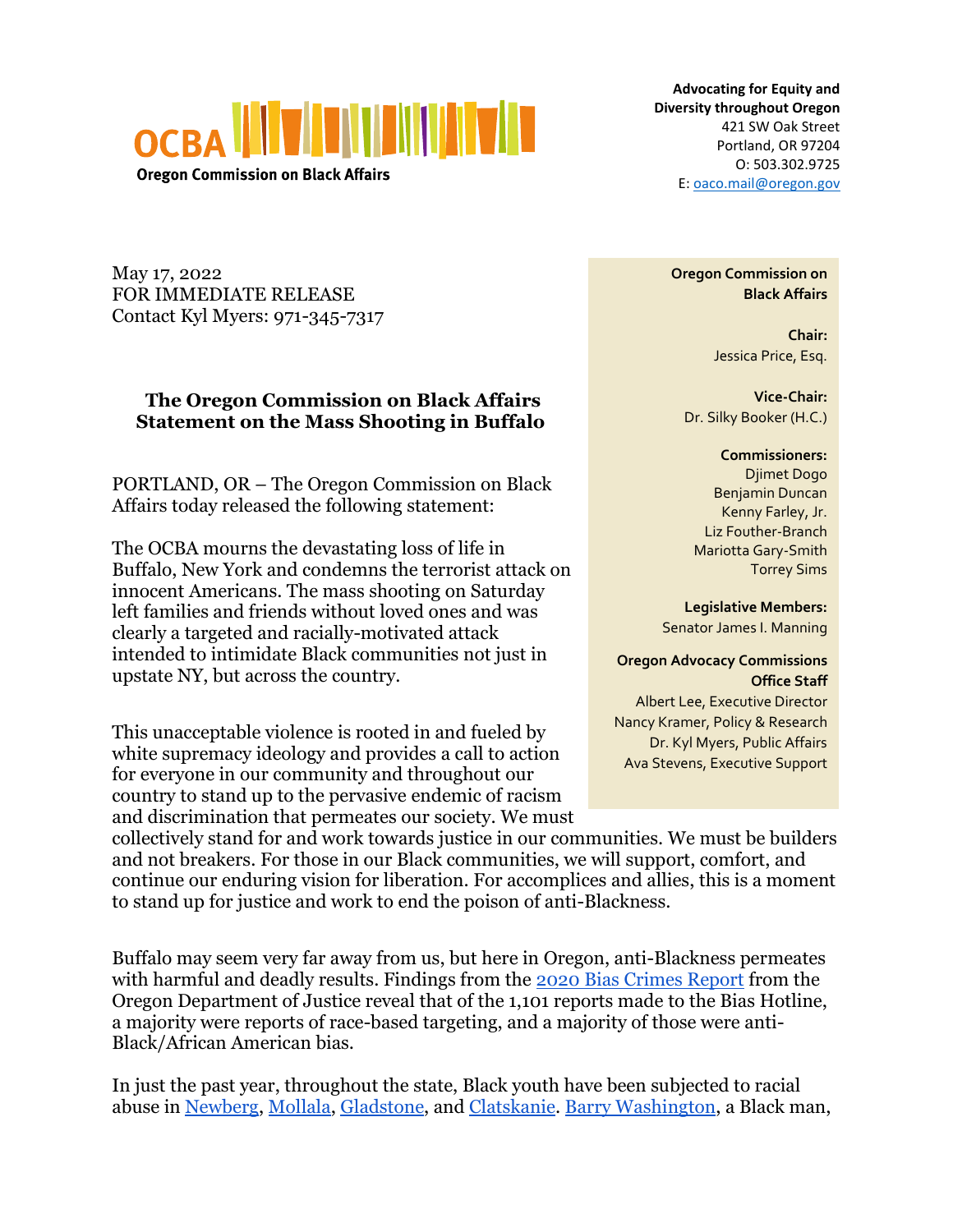**OCBA**
**Oregon Commission on Black Affairs**

**Advocating for Equity and Diversity throughout Oregon**
421 SW Oak Street
Portland, OR 97204
O: 503.302.9725
E: oaco.mail@oregon.gov

May 17, 2022
FOR IMMEDIATE RELEASE
Contact Kyl Myers: 971-345-7317

## The Oregon Commission on Black Affairs Statement on the Mass Shooting in Buffalo

PORTLAND, OR – The Oregon Commission on Black Affairs today released the following statement:

The OCBA mourns the devastating loss of life in Buffalo, New York and condemns the terrorist attack on innocent Americans. The mass shooting on Saturday left families and friends without loved ones and was clearly a targeted and racially-motivated attack intended to intimidate Black communities not just in upstate NY, but across the country.

This unacceptable violence is rooted in and fueled by white supremacy ideology and provides a call to action for everyone in our community and throughout our country to stand up to the pervasive endemic of racism and discrimination that permeates our society. We must collectively stand for and work towards justice in our communities. We must be builders and not breakers. For those in our Black communities, we will support, comfort, and continue our enduring vision for liberation. For accomplices and allies, this is a moment to stand up for justice and work to end the poison of anti-Blackness.

Buffalo may seem very far away from us, but here in Oregon, anti-Blackness permeates with harmful and deadly results. Findings from the [2020 Bias Crimes Report] from the Oregon Department of Justice reveal that of the 1,101 reports made to the Bias Hotline, a majority were reports of race-based targeting, and a majority of those were anti-Black/African American bias.

In just the past year, throughout the state, Black youth have been subjected to racial abuse in [Newberg], [Mollala], [Gladstone], and [Clatskanie]. [Barry Washington], a Black man,

---

**Oregon Commission on Black Affairs**

**Chair:**
Jessica Price, Esq.

**Vice-Chair:**
Dr. Silky Booker (H.C.)

**Commissioners:**
Djimet Dogo
Benjamin Duncan
Kenny Farley, Jr.
Liz Fouther-Branch
Mariotta Gary-Smith
Torrey Sims

**Legislative Members:**
Senator James I. Manning

**Oregon Advocacy Commissions Office Staff**
Albert Lee, Executive Director
Nancy Kramer, Policy & Research
Dr. Kyl Myers, Public Affairs
Ava Stevens, Executive Support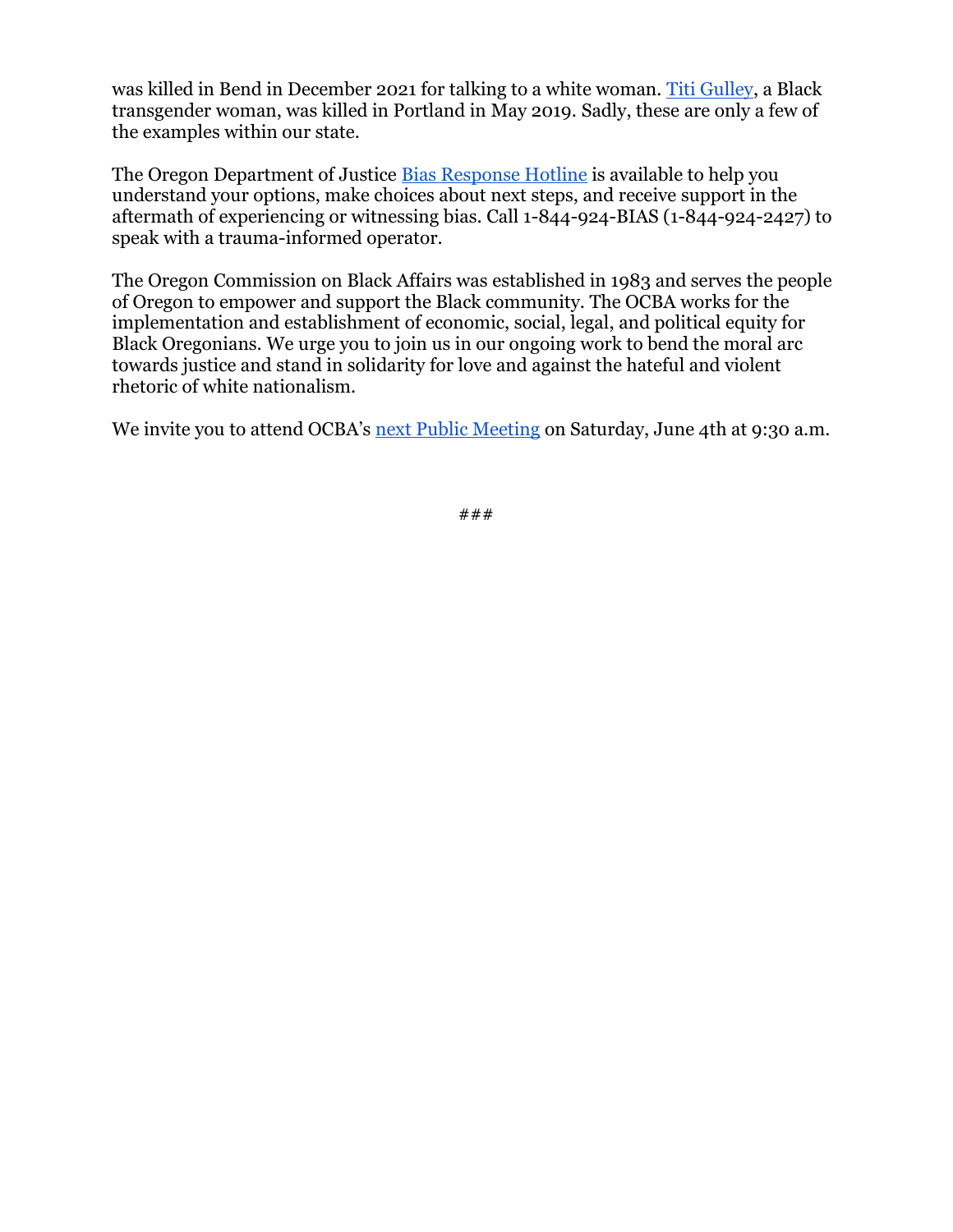was killed in Bend in December 2021 for talking to a white woman. Titi Gulley, a Black transgender woman, was killed in Portland in May 2019. Sadly, these are only a few of the examples within our state.

The Oregon Department of Justice Bias Response Hotline is available to help you understand your options, make choices about next steps, and receive support in the aftermath of experiencing or witnessing bias. Call 1-844-924-BIAS (1-844-924-2427) to speak with a trauma-informed operator.

The Oregon Commission on Black Affairs was established in 1983 and serves the people of Oregon to empower and support the Black community. The OCBA works for the implementation and establishment of economic, social, legal, and political equity for Black Oregonians. We urge you to join us in our ongoing work to bend the moral arc towards justice and stand in solidarity for love and against the hateful and violent rhetoric of white nationalism.

We invite you to attend OCBA's next Public Meeting on Saturday, June 4th at 9:30 a.m.

###